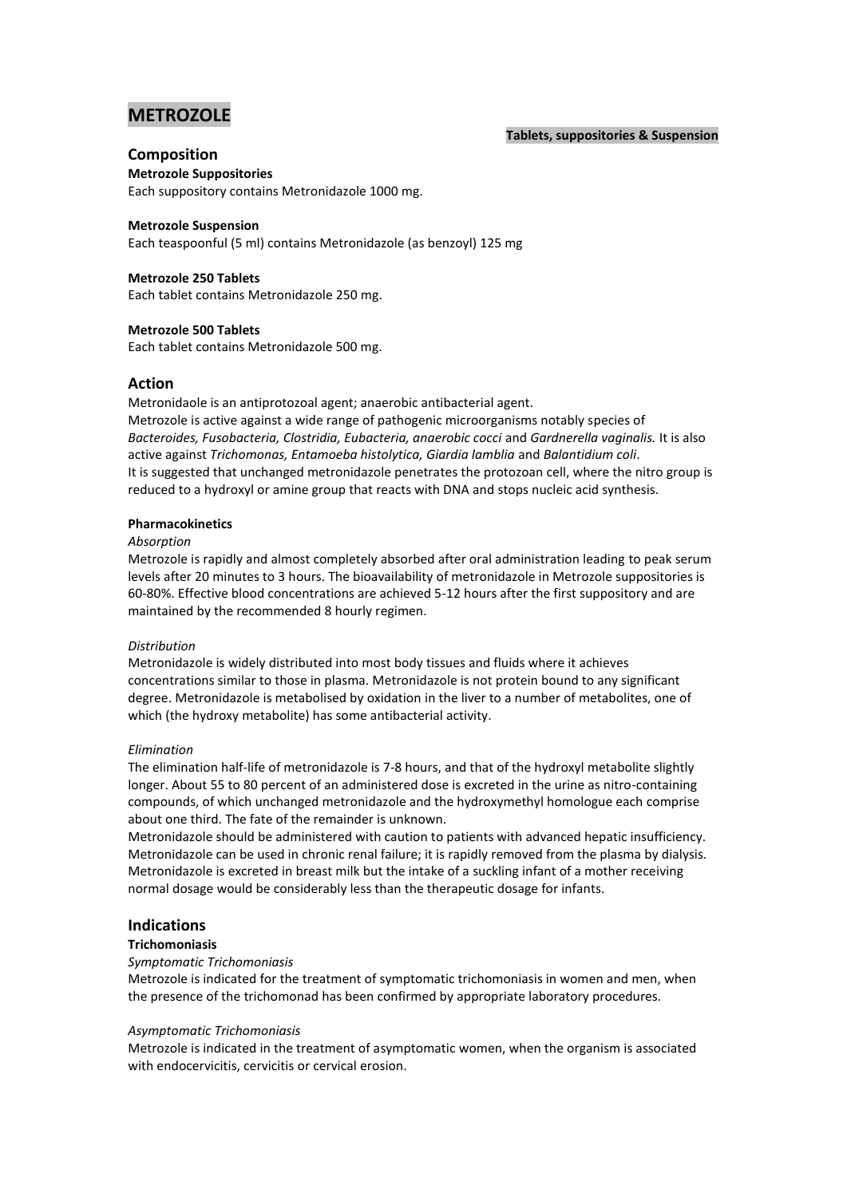# METROZOLE

**Tablets, suppositories & Suspension**

## Composition

**Metrozole Suppositories**
Each suppository contains Metronidazole 1000 mg.

**Metrozole Suspension**
Each teaspoonful (5 ml) contains Metronidazole (as benzoyl) 125 mg

**Metrozole 250 Tablets**
Each tablet contains Metronidazole 250 mg.

**Metrozole 500 Tablets**
Each tablet contains Metronidazole 500 mg.

## Action

Metronidaole is an antiprotozoal agent; anaerobic antibacterial agent.
Metrozole is active against a wide range of pathogenic microorganisms notably species of *Bacteroides, Fusobacteria, Clostridia, Eubacteria, anaerobic cocci* and *Gardnerella vaginalis.* It is also active against *Trichomonas, Entamoeba histolytica, Giardia lamblia* and *Balantidium coli*.
It is suggested that unchanged metronidazole penetrates the protozoan cell, where the nitro group is reduced to a hydroxyl or amine group that reacts with DNA and stops nucleic acid synthesis.

**Pharmacokinetics**

*Absorption*

Metrozole is rapidly and almost completely absorbed after oral administration leading to peak serum levels after 20 minutes to 3 hours. The bioavailability of metronidazole in Metrozole suppositories is 60-80%. Effective blood concentrations are achieved 5-12 hours after the first suppository and are maintained by the recommended 8 hourly regimen.

*Distribution*

Metronidazole is widely distributed into most body tissues and fluids where it achieves concentrations similar to those in plasma. Metronidazole is not protein bound to any significant degree. Metronidazole is metabolised by oxidation in the liver to a number of metabolites, one of which (the hydroxy metabolite) has some antibacterial activity.

*Elimination*

The elimination half-life of metronidazole is 7-8 hours, and that of the hydroxyl metabolite slightly longer. About 55 to 80 percent of an administered dose is excreted in the urine as nitro-containing compounds, of which unchanged metronidazole and the hydroxymethyl homologue each comprise about one third. The fate of the remainder is unknown.
Metronidazole should be administered with caution to patients with advanced hepatic insufficiency. Metronidazole can be used in chronic renal failure; it is rapidly removed from the plasma by dialysis. Metronidazole is excreted in breast milk but the intake of a suckling infant of a mother receiving normal dosage would be considerably less than the therapeutic dosage for infants.

## Indications

**Trichomoniasis**

*Symptomatic Trichomoniasis*

Metrozole is indicated for the treatment of symptomatic trichomoniasis in women and men, when the presence of the trichomonad has been confirmed by appropriate laboratory procedures.

*Asymptomatic Trichomoniasis*

Metrozole is indicated in the treatment of asymptomatic women, when the organism is associated with endocervicitis, cervicitis or cervical erosion.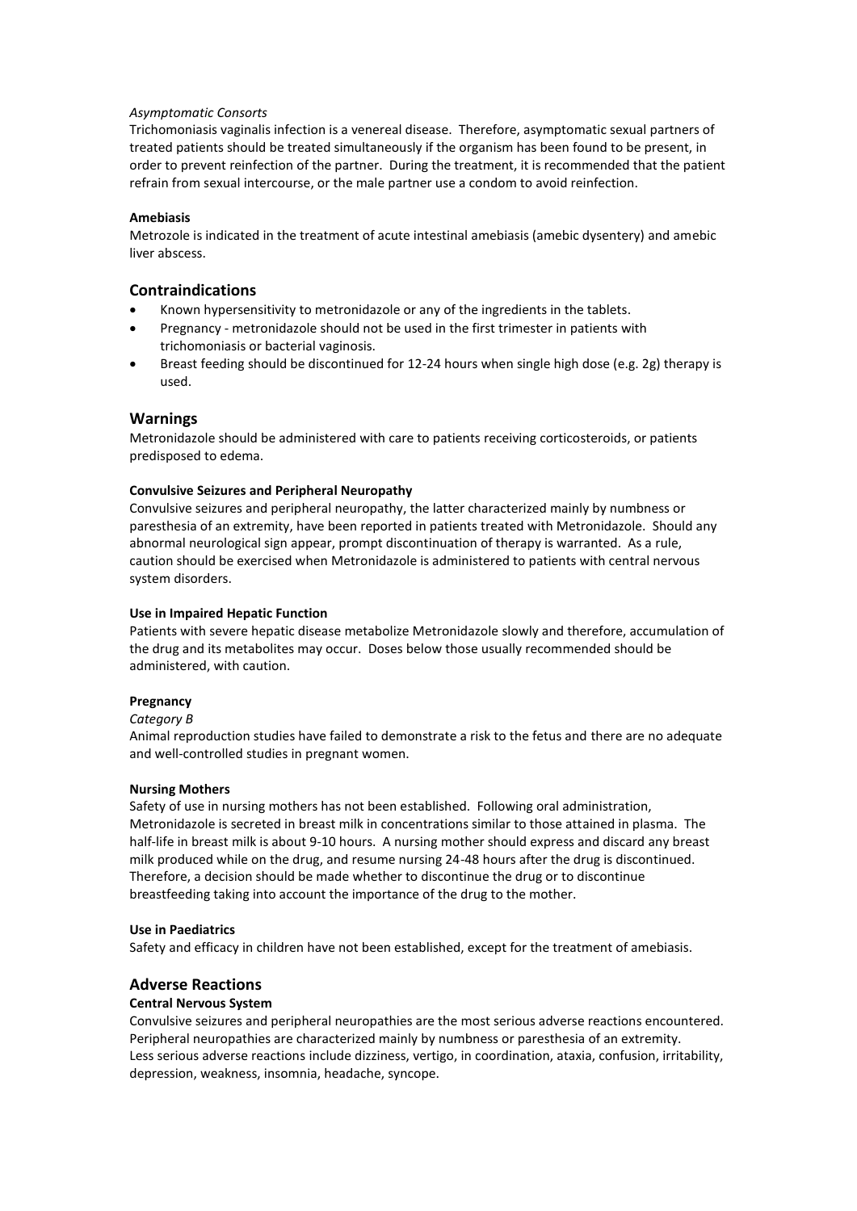*Asymptomatic Consorts*

Trichomoniasis vaginalis infection is a venereal disease. Therefore, asymptomatic sexual partners of treated patients should be treated simultaneously if the organism has been found to be present, in order to prevent reinfection of the partner. During the treatment, it is recommended that the patient refrain from sexual intercourse, or the male partner use a condom to avoid reinfection.

**Amebiasis**

Metrozole is indicated in the treatment of acute intestinal amebiasis (amebic dysentery) and amebic liver abscess.

## Contraindications

- Known hypersensitivity to metronidazole or any of the ingredients in the tablets.
- Pregnancy - metronidazole should not be used in the first trimester in patients with trichomoniasis or bacterial vaginosis.
- Breast feeding should be discontinued for 12-24 hours when single high dose (e.g. 2g) therapy is used.

## Warnings

Metronidazole should be administered with care to patients receiving corticosteroids, or patients predisposed to edema.

**Convulsive Seizures and Peripheral Neuropathy**

Convulsive seizures and peripheral neuropathy, the latter characterized mainly by numbness or paresthesia of an extremity, have been reported in patients treated with Metronidazole. Should any abnormal neurological sign appear, prompt discontinuation of therapy is warranted. As a rule, caution should be exercised when Metronidazole is administered to patients with central nervous system disorders.

**Use in Impaired Hepatic Function**

Patients with severe hepatic disease metabolize Metronidazole slowly and therefore, accumulation of the drug and its metabolites may occur. Doses below those usually recommended should be administered, with caution.

**Pregnancy**

*Category B*

Animal reproduction studies have failed to demonstrate a risk to the fetus and there are no adequate and well-controlled studies in pregnant women.

**Nursing Mothers**

Safety of use in nursing mothers has not been established. Following oral administration, Metronidazole is secreted in breast milk in concentrations similar to those attained in plasma. The half-life in breast milk is about 9-10 hours. A nursing mother should express and discard any breast milk produced while on the drug, and resume nursing 24-48 hours after the drug is discontinued. Therefore, a decision should be made whether to discontinue the drug or to discontinue breastfeeding taking into account the importance of the drug to the mother.

**Use in Paediatrics**

Safety and efficacy in children have not been established, except for the treatment of amebiasis.

## Adverse Reactions

**Central Nervous System**

Convulsive seizures and peripheral neuropathies are the most serious adverse reactions encountered. Peripheral neuropathies are characterized mainly by numbness or paresthesia of an extremity. Less serious adverse reactions include dizziness, vertigo, in coordination, ataxia, confusion, irritability, depression, weakness, insomnia, headache, syncope.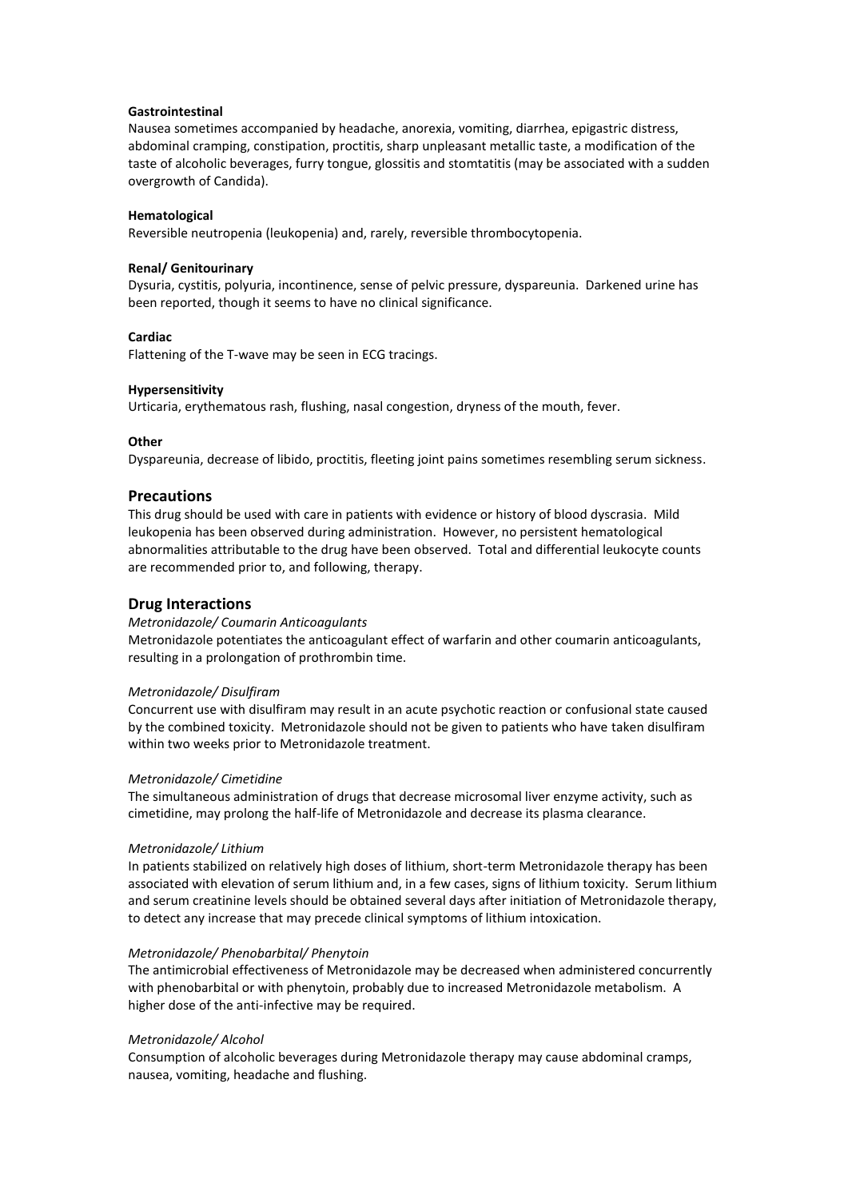**Gastrointestinal**

Nausea sometimes accompanied by headache, anorexia, vomiting, diarrhea, epigastric distress, abdominal cramping, constipation, proctitis, sharp unpleasant metallic taste, a modification of the taste of alcoholic beverages, furry tongue, glossitis and stomtatitis (may be associated with a sudden overgrowth of Candida).

**Hematological**

Reversible neutropenia (leukopenia) and, rarely, reversible thrombocytopenia.

**Renal/ Genitourinary**

Dysuria, cystitis, polyuria, incontinence, sense of pelvic pressure, dyspareunia. Darkened urine has been reported, though it seems to have no clinical significance.

**Cardiac**

Flattening of the T-wave may be seen in ECG tracings.

**Hypersensitivity**

Urticaria, erythematous rash, flushing, nasal congestion, dryness of the mouth, fever.

**Other**

Dyspareunia, decrease of libido, proctitis, fleeting joint pains sometimes resembling serum sickness.

## Precautions

This drug should be used with care in patients with evidence or history of blood dyscrasia. Mild leukopenia has been observed during administration. However, no persistent hematological abnormalities attributable to the drug have been observed. Total and differential leukocyte counts are recommended prior to, and following, therapy.

## Drug Interactions

*Metronidazole/ Coumarin Anticoagulants*

Metronidazole potentiates the anticoagulant effect of warfarin and other coumarin anticoagulants, resulting in a prolongation of prothrombin time.

*Metronidazole/ Disulfiram*

Concurrent use with disulfiram may result in an acute psychotic reaction or confusional state caused by the combined toxicity. Metronidazole should not be given to patients who have taken disulfiram within two weeks prior to Metronidazole treatment.

*Metronidazole/ Cimetidine*

The simultaneous administration of drugs that decrease microsomal liver enzyme activity, such as cimetidine, may prolong the half-life of Metronidazole and decrease its plasma clearance.

*Metronidazole/ Lithium*

In patients stabilized on relatively high doses of lithium, short-term Metronidazole therapy has been associated with elevation of serum lithium and, in a few cases, signs of lithium toxicity. Serum lithium and serum creatinine levels should be obtained several days after initiation of Metronidazole therapy, to detect any increase that may precede clinical symptoms of lithium intoxication.

*Metronidazole/ Phenobarbital/ Phenytoin*

The antimicrobial effectiveness of Metronidazole may be decreased when administered concurrently with phenobarbital or with phenytoin, probably due to increased Metronidazole metabolism. A higher dose of the anti-infective may be required.

*Metronidazole/ Alcohol*

Consumption of alcoholic beverages during Metronidazole therapy may cause abdominal cramps, nausea, vomiting, headache and flushing.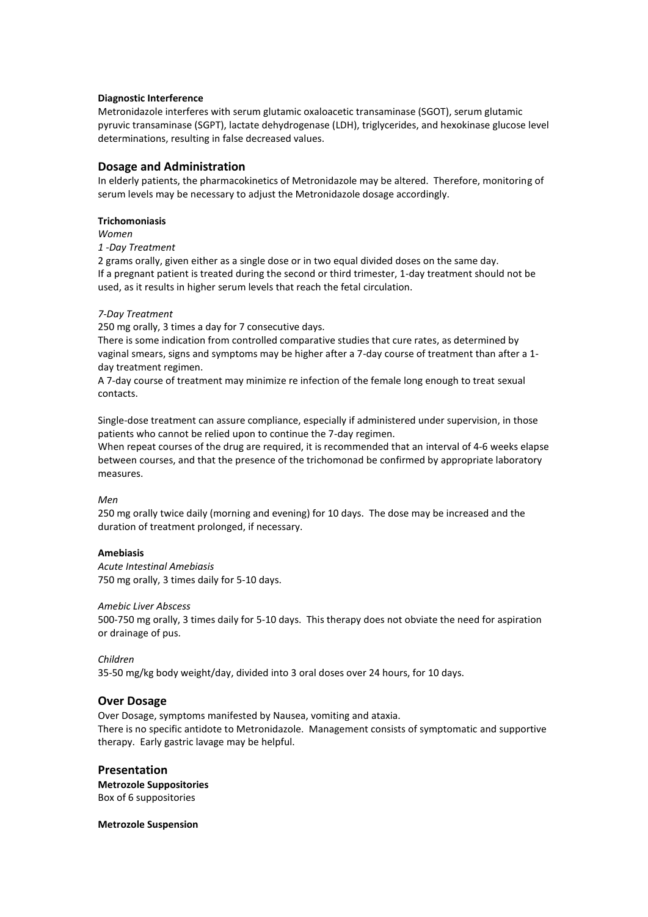**Diagnostic Interference**

Metronidazole interferes with serum glutamic oxaloacetic transaminase (SGOT), serum glutamic pyruvic transaminase (SGPT), lactate dehydrogenase (LDH), triglycerides, and hexokinase glucose level determinations, resulting in false decreased values.

## Dosage and Administration

In elderly patients, the pharmacokinetics of Metronidazole may be altered. Therefore, monitoring of serum levels may be necessary to adjust the Metronidazole dosage accordingly.

**Trichomoniasis**

*Women*

*1 -Day Treatment*

2 grams orally, given either as a single dose or in two equal divided doses on the same day.
If a pregnant patient is treated during the second or third trimester, 1-day treatment should not be used, as it results in higher serum levels that reach the fetal circulation.

*7-Day Treatment*

250 mg orally, 3 times a day for 7 consecutive days.
There is some indication from controlled comparative studies that cure rates, as determined by vaginal smears, signs and symptoms may be higher after a 7-day course of treatment than after a 1-day treatment regimen.
A 7-day course of treatment may minimize re infection of the female long enough to treat sexual contacts.

Single-dose treatment can assure compliance, especially if administered under supervision, in those patients who cannot be relied upon to continue the 7-day regimen.
When repeat courses of the drug are required, it is recommended that an interval of 4-6 weeks elapse between courses, and that the presence of the trichomonad be confirmed by appropriate laboratory measures.

*Men*

250 mg orally twice daily (morning and evening) for 10 days. The dose may be increased and the duration of treatment prolonged, if necessary.

**Amebiasis**

*Acute Intestinal Amebiasis*

750 mg orally, 3 times daily for 5-10 days.

*Amebic Liver Abscess*

500-750 mg orally, 3 times daily for 5-10 days. This therapy does not obviate the need for aspiration or drainage of pus.

*Children*

35-50 mg/kg body weight/day, divided into 3 oral doses over 24 hours, for 10 days.

## Over Dosage

Over Dosage, symptoms manifested by Nausea, vomiting and ataxia.
There is no specific antidote to Metronidazole. Management consists of symptomatic and supportive therapy. Early gastric lavage may be helpful.

## Presentation

**Metrozole Suppositories**

Box of 6 suppositories

**Metrozole Suspension**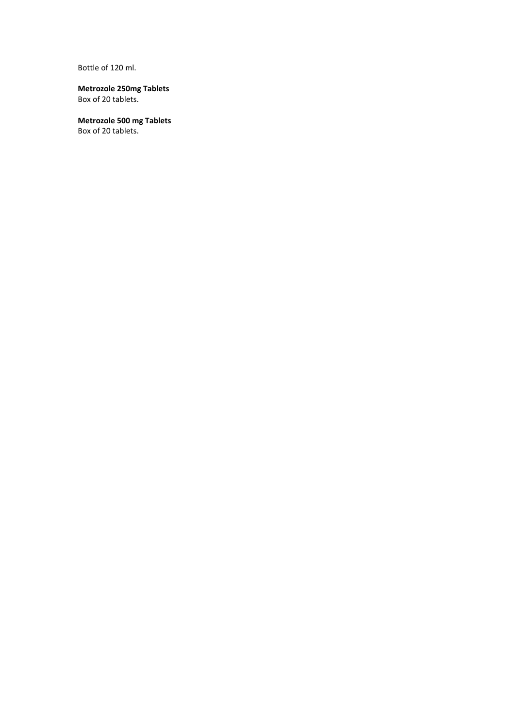Bottle of 120 ml.

**Metrozole 250mg Tablets**
Box of 20 tablets.

**Metrozole 500 mg Tablets**
Box of 20 tablets.